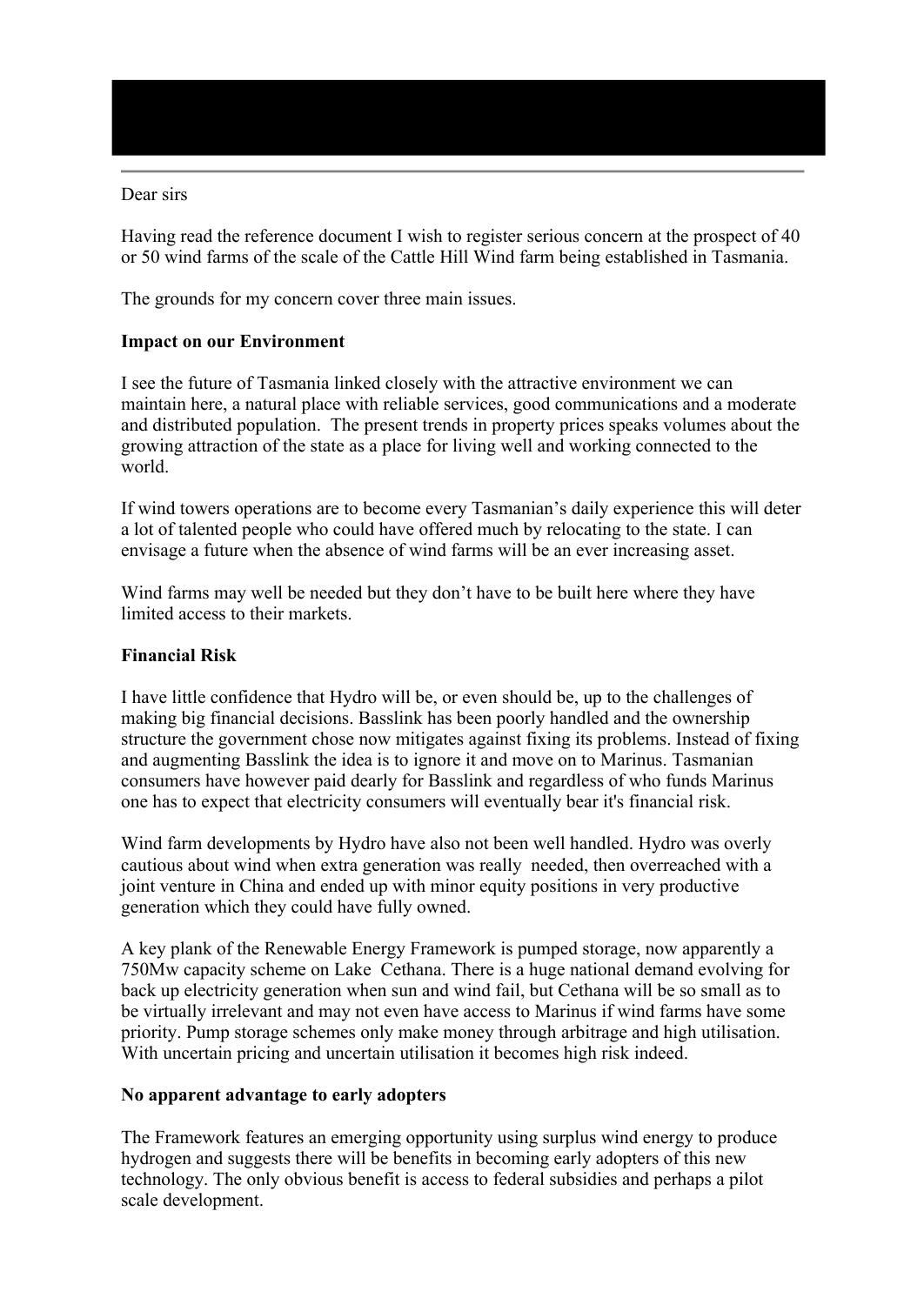Dear sirs

Having read the reference document I wish to register serious concern at the prospect of 40 or 50 wind farms of the scale of the Cattle Hill Wind farm being established in Tasmania.

The grounds for my concern cover three main issues.

**Impact on our Environment**

I see the future of Tasmania linked closely with the attractive environment we can maintain here, a natural place with reliable services, good communications and a moderate and distributed population. The present trends in property prices speaks volumes about the growing attraction of the state as a place for living well and working connected to the world.

If wind towers operations are to become every Tasmanian's daily experience this will deter a lot of talented people who could have offered much by relocating to the state. I can envisage a future when the absence of wind farms will be an ever increasing asset.

Wind farms may well be needed but they don't have to be built here where they have limited access to their markets.

**Financial Risk**

I have little confidence that Hydro will be, or even should be, up to the challenges of making big financial decisions. Basslink has been poorly handled and the ownership structure the government chose now mitigates against fixing its problems. Instead of fixing and augmenting Basslink the idea is to ignore it and move on to Marinus. Tasmanian consumers have however paid dearly for Basslink and regardless of who funds Marinus one has to expect that electricity consumers will eventually bear it's financial risk.

Wind farm developments by Hydro have also not been well handled. Hydro was overly cautious about wind when extra generation was really needed, then overreached with a joint venture in China and ended up with minor equity positions in very productive generation which they could have fully owned.

A key plank of the Renewable Energy Framework is pumped storage, now apparently a 750Mw capacity scheme on Lake Cethana. There is a huge national demand evolving for back up electricity generation when sun and wind fail, but Cethana will be so small as to be virtually irrelevant and may not even have access to Marinus if wind farms have some priority. Pump storage schemes only make money through arbitrage and high utilisation. With uncertain pricing and uncertain utilisation it becomes high risk indeed.

**No apparent advantage to early adopters**

The Framework features an emerging opportunity using surplus wind energy to produce hydrogen and suggests there will be benefits in becoming early adopters of this new technology. The only obvious benefit is access to federal subsidies and perhaps a pilot scale development.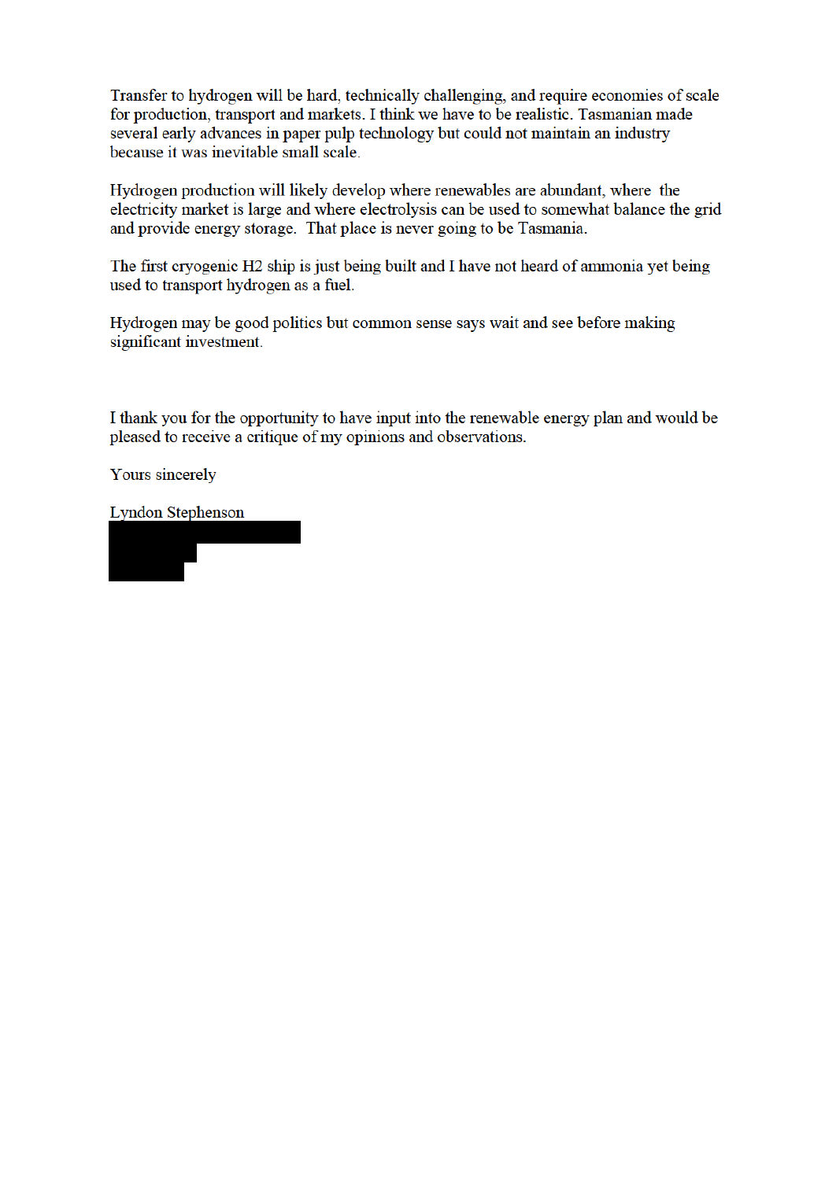Transfer to hydrogen will be hard, technically challenging, and require economies of scale for production, transport and markets. I think we have to be realistic. Tasmanian made several early advances in paper pulp technology but could not maintain an industry because it was inevitable small scale.

Hydrogen production will likely develop where renewables are abundant, where the electricity market is large and where electrolysis can be used to somewhat balance the grid and provide energy storage. That place is never going to be Tasmania.

The first cryogenic H2 ship is just being built and I have not heard of ammonia yet being used to transport hydrogen as a fuel.

Hydrogen may be good politics but common sense says wait and see before making significant investment.

I thank you for the opportunity to have input into the renewable energy plan and would be pleased to receive a critique of my opinions and observations.

Yours sincerely

Lyndon Stephenson